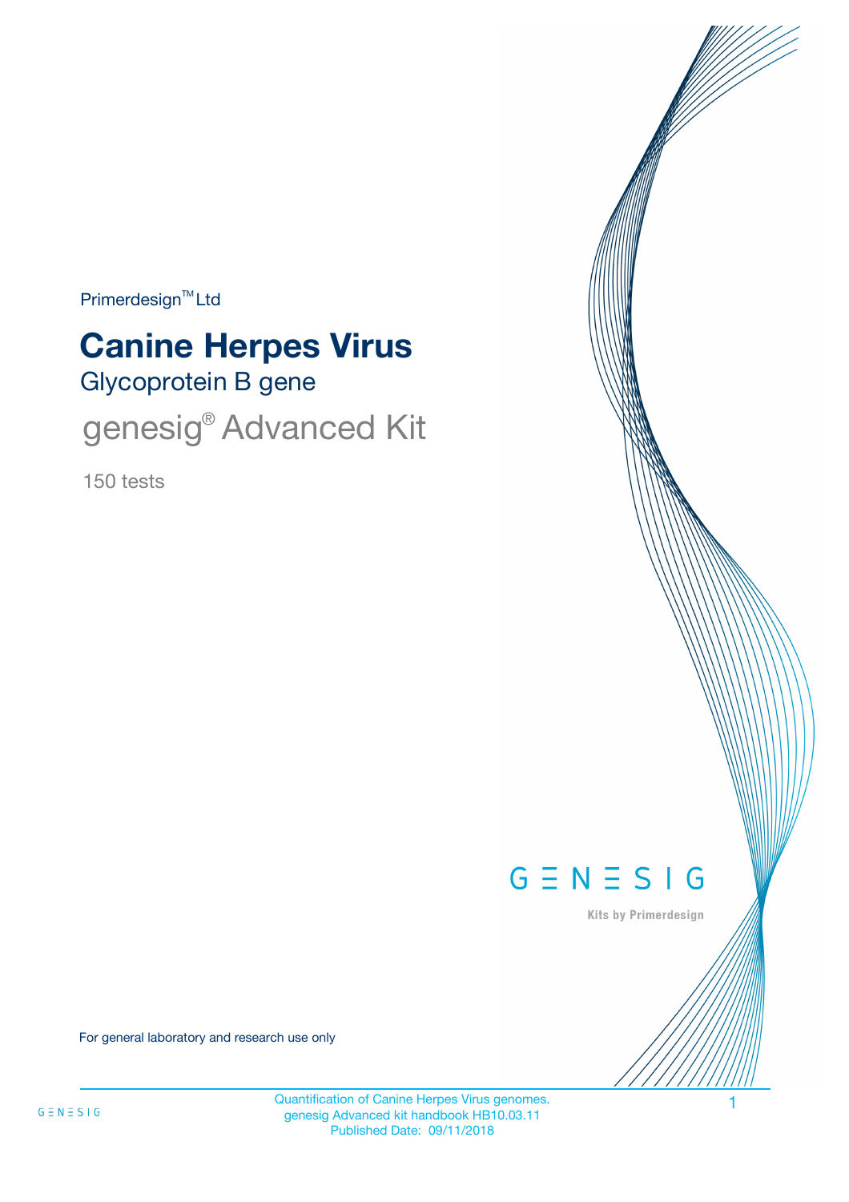Primerdesign™ Ltd

# Canine Herpes Virus

## Glycoprotein B gene

## genesig® Advanced Kit

150 tests

GENESIG

Kits by Primerdesign

For general laboratory and research use only

Quantification of Canine Herpes Virus genomes.
genesig Advanced kit handbook HB10.03.11
Published Date: 09/11/2018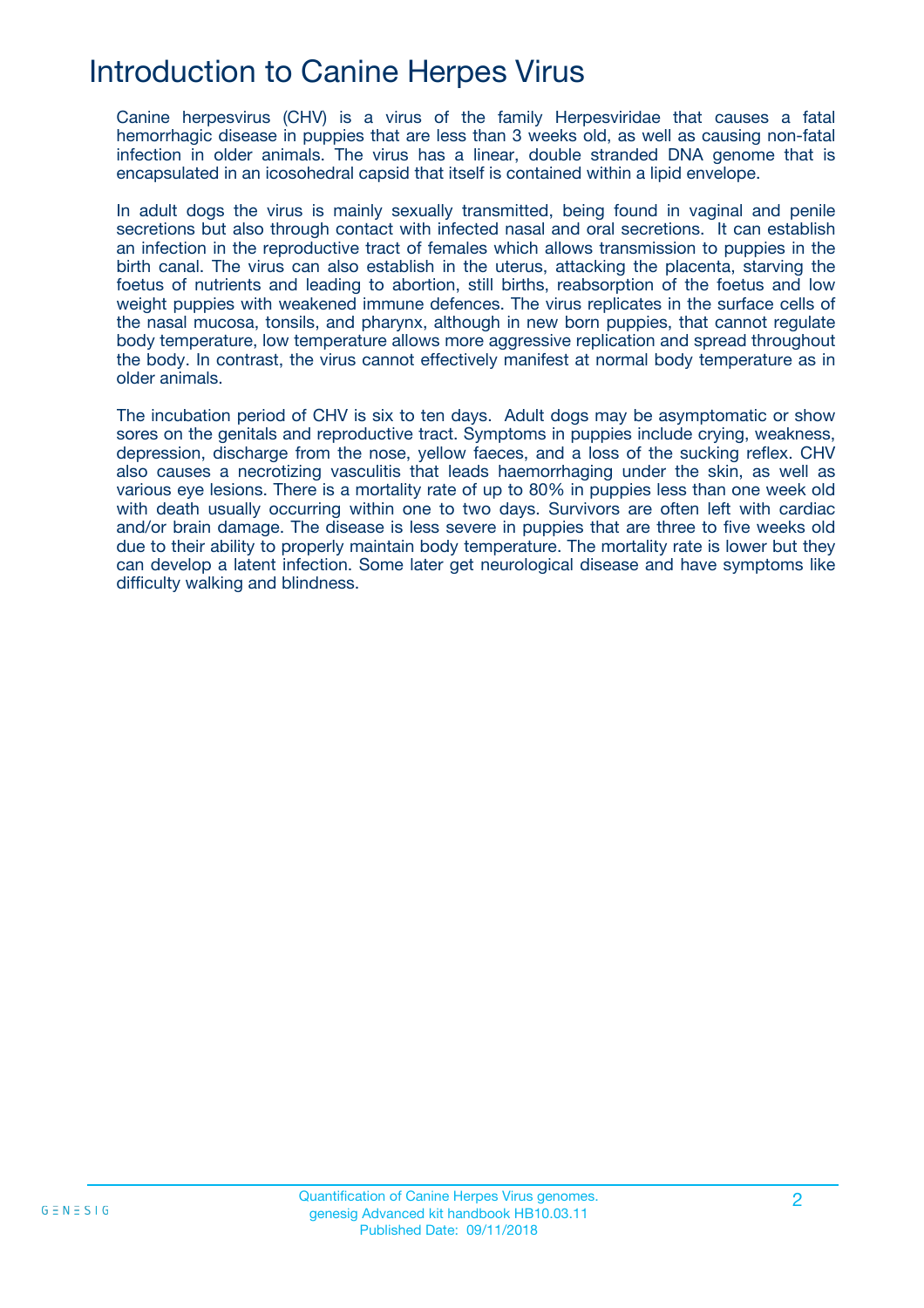# Introduction to Canine Herpes Virus

Canine herpesvirus (CHV) is a virus of the family Herpesviridae that causes a fatal hemorrhagic disease in puppies that are less than 3 weeks old, as well as causing non-fatal infection in older animals. The virus has a linear, double stranded DNA genome that is encapsulated in an icosohedral capsid that itself is contained within a lipid envelope.

In adult dogs the virus is mainly sexually transmitted, being found in vaginal and penile secretions but also through contact with infected nasal and oral secretions. It can establish an infection in the reproductive tract of females which allows transmission to puppies in the birth canal. The virus can also establish in the uterus, attacking the placenta, starving the foetus of nutrients and leading to abortion, still births, reabsorption of the foetus and low weight puppies with weakened immune defences. The virus replicates in the surface cells of the nasal mucosa, tonsils, and pharynx, although in new born puppies, that cannot regulate body temperature, low temperature allows more aggressive replication and spread throughout the body. In contrast, the virus cannot effectively manifest at normal body temperature as in older animals.

The incubation period of CHV is six to ten days. Adult dogs may be asymptomatic or show sores on the genitals and reproductive tract. Symptoms in puppies include crying, weakness, depression, discharge from the nose, yellow faeces, and a loss of the sucking reflex. CHV also causes a necrotizing vasculitis that leads haemorrhaging under the skin, as well as various eye lesions. There is a mortality rate of up to 80% in puppies less than one week old with death usually occurring within one to two days. Survivors are often left with cardiac and/or brain damage. The disease is less severe in puppies that are three to five weeks old due to their ability to properly maintain body temperature. The mortality rate is lower but they can develop a latent infection. Some later get neurological disease and have symptoms like difficulty walking and blindness.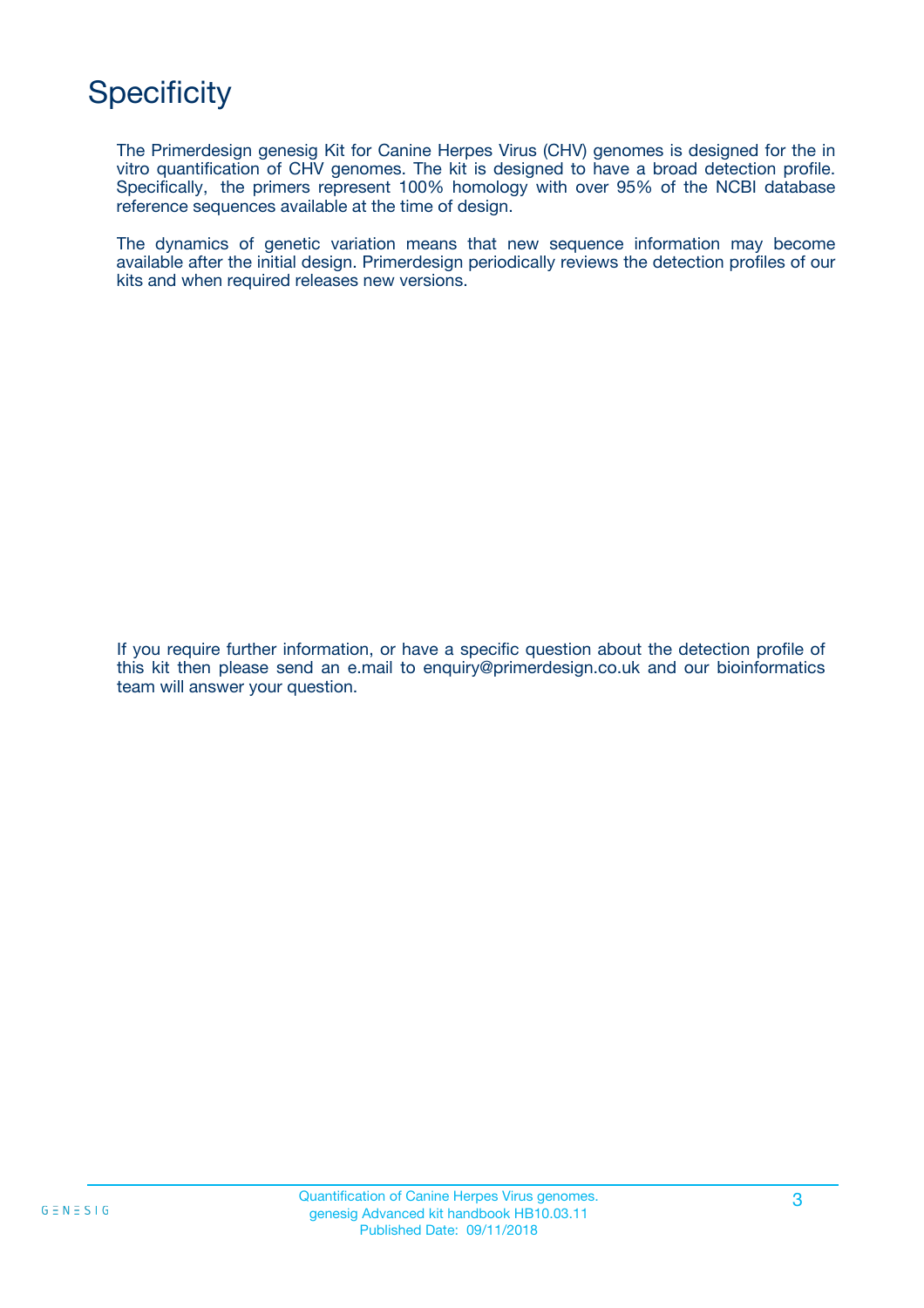# Specificity

The Primerdesign genesig Kit for Canine Herpes Virus (CHV) genomes is designed for the in vitro quantification of CHV genomes. The kit is designed to have a broad detection profile. Specifically, the primers represent 100% homology with over 95% of the NCBI database reference sequences available at the time of design.

The dynamics of genetic variation means that new sequence information may become available after the initial design. Primerdesign periodically reviews the detection profiles of our kits and when required releases new versions.

If you require further information, or have a specific question about the detection profile of this kit then please send an e.mail to enquiry@primerdesign.co.uk and our bioinformatics team will answer your question.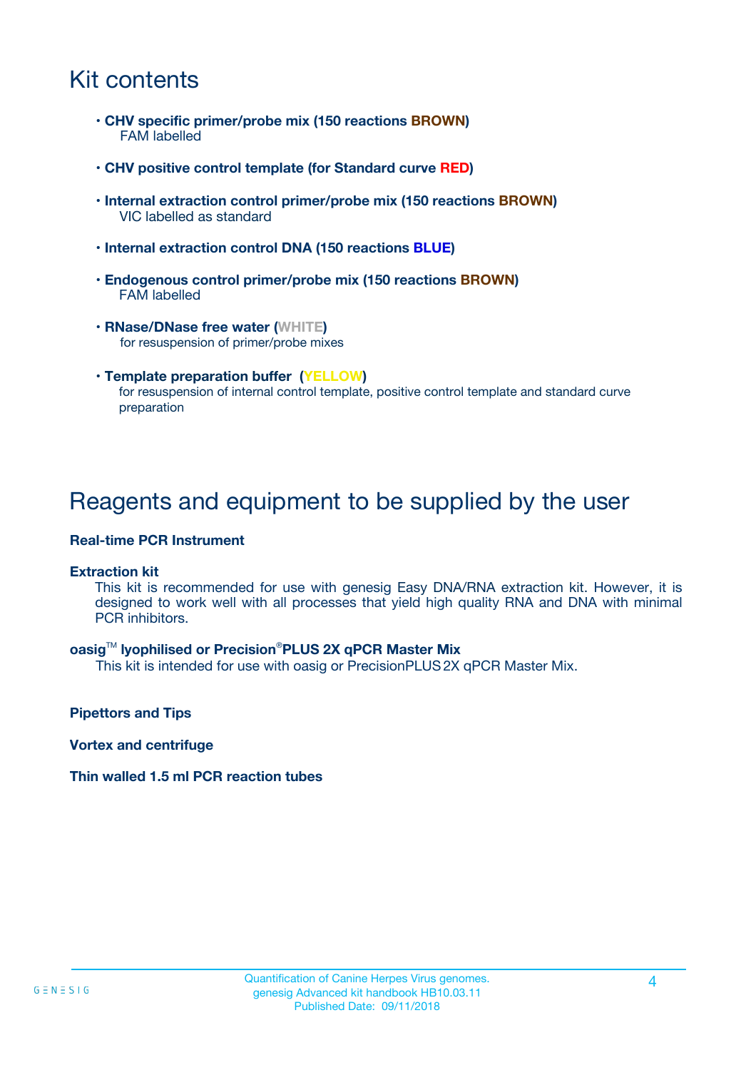# Kit contents

- **CHV specific primer/probe mix (150 reactions BROWN)**
  FAM labelled

- **CHV positive control template (for Standard curve RED)**

- **Internal extraction control primer/probe mix (150 reactions BROWN)**
  VIC labelled as standard

- **Internal extraction control DNA (150 reactions BLUE)**

- **Endogenous control primer/probe mix (150 reactions BROWN)**
  FAM labelled

- **RNase/DNase free water (WHITE)**
  for resuspension of primer/probe mixes

- **Template preparation buffer (YELLOW)**
  for resuspension of internal control template, positive control template and standard curve preparation

# Reagents and equipment to be supplied by the user

**Real-time PCR Instrument**

**Extraction kit**

This kit is recommended for use with genesig Easy DNA/RNA extraction kit. However, it is designed to work well with all processes that yield high quality RNA and DNA with minimal PCR inhibitors.

**oasig™ lyophilised or Precision®PLUS 2X qPCR Master Mix**

This kit is intended for use with oasig or PrecisionPLUS 2X qPCR Master Mix.

**Pipettors and Tips**

**Vortex and centrifuge**

**Thin walled 1.5 ml PCR reaction tubes**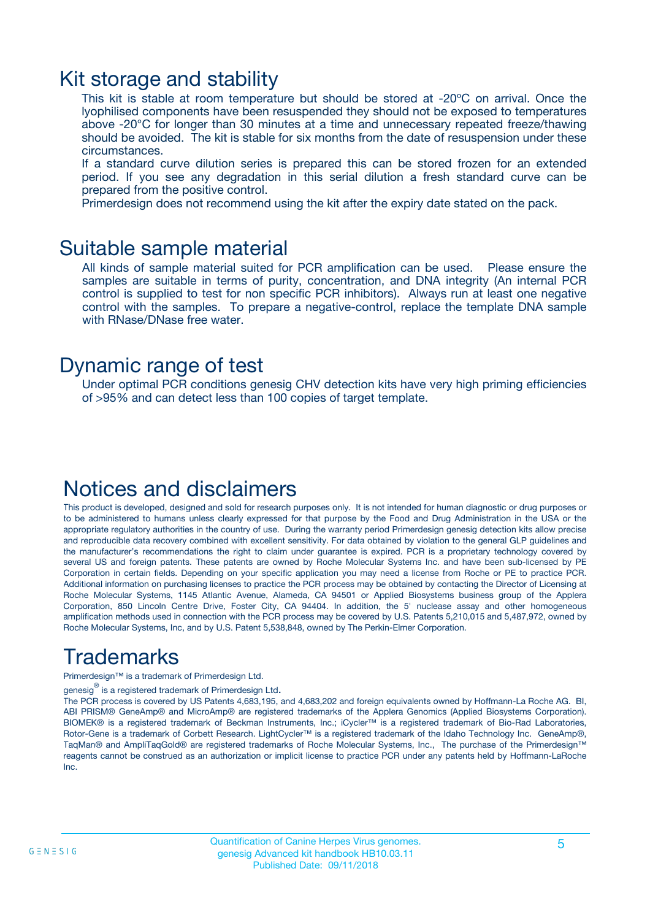## Kit storage and stability

This kit is stable at room temperature but should be stored at -20ºC on arrival. Once the lyophilised components have been resuspended they should not be exposed to temperatures above -20°C for longer than 30 minutes at a time and unnecessary repeated freeze/thawing should be avoided. The kit is stable for six months from the date of resuspension under these circumstances.

If a standard curve dilution series is prepared this can be stored frozen for an extended period. If you see any degradation in this serial dilution a fresh standard curve can be prepared from the positive control.

Primerdesign does not recommend using the kit after the expiry date stated on the pack.

## Suitable sample material

All kinds of sample material suited for PCR amplification can be used. Please ensure the samples are suitable in terms of purity, concentration, and DNA integrity (An internal PCR control is supplied to test for non specific PCR inhibitors). Always run at least one negative control with the samples. To prepare a negative-control, replace the template DNA sample with RNase/DNase free water.

## Dynamic range of test

Under optimal PCR conditions genesig CHV detection kits have very high priming efficiencies of >95% and can detect less than 100 copies of target template.

## Notices and disclaimers

This product is developed, designed and sold for research purposes only. It is not intended for human diagnostic or drug purposes or to be administered to humans unless clearly expressed for that purpose by the Food and Drug Administration in the USA or the appropriate regulatory authorities in the country of use. During the warranty period Primerdesign genesig detection kits allow precise and reproducible data recovery combined with excellent sensitivity. For data obtained by violation to the general GLP guidelines and the manufacturer's recommendations the right to claim under guarantee is expired. PCR is a proprietary technology covered by several US and foreign patents. These patents are owned by Roche Molecular Systems Inc. and have been sub-licensed by PE Corporation in certain fields. Depending on your specific application you may need a license from Roche or PE to practice PCR. Additional information on purchasing licenses to practice the PCR process may be obtained by contacting the Director of Licensing at Roche Molecular Systems, 1145 Atlantic Avenue, Alameda, CA 94501 or Applied Biosystems business group of the Applera Corporation, 850 Lincoln Centre Drive, Foster City, CA 94404. In addition, the 5' nuclease assay and other homogeneous amplification methods used in connection with the PCR process may be covered by U.S. Patents 5,210,015 and 5,487,972, owned by Roche Molecular Systems, Inc, and by U.S. Patent 5,538,848, owned by The Perkin-Elmer Corporation.

## Trademarks

Primerdesign™ is a trademark of Primerdesign Ltd.

genesig® is a registered trademark of Primerdesign Ltd.

The PCR process is covered by US Patents 4,683,195, and 4,683,202 and foreign equivalents owned by Hoffmann-La Roche AG. BI, ABI PRISM® GeneAmp® and MicroAmp® are registered trademarks of the Applera Genomics (Applied Biosystems Corporation). BIOMEK® is a registered trademark of Beckman Instruments, Inc.; iCycler™ is a registered trademark of Bio-Rad Laboratories, Rotor-Gene is a trademark of Corbett Research. LightCycler™ is a registered trademark of the Idaho Technology Inc. GeneAmp®, TaqMan® and AmpliTaqGold® are registered trademarks of Roche Molecular Systems, Inc., The purchase of the Primerdesign™ reagents cannot be construed as an authorization or implicit license to practice PCR under any patents held by Hoffmann-LaRoche Inc.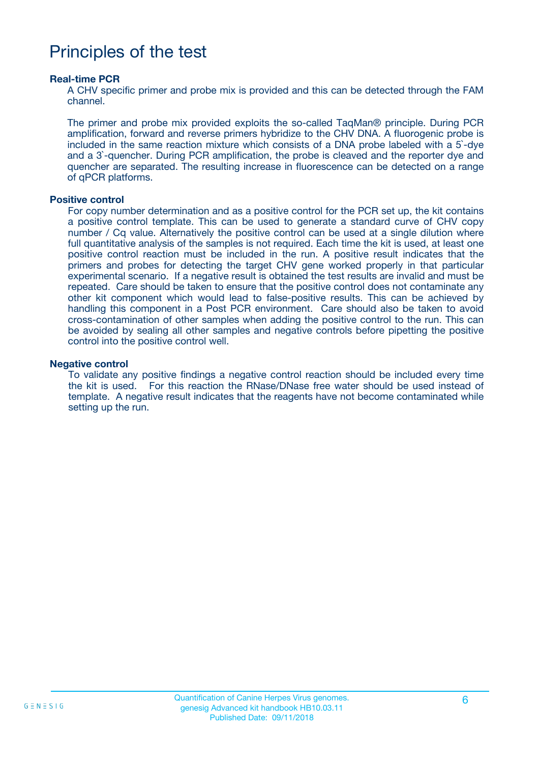# Principles of the test

### Real-time PCR

A CHV specific primer and probe mix is provided and this can be detected through the FAM channel.

The primer and probe mix provided exploits the so-called TaqMan® principle. During PCR amplification, forward and reverse primers hybridize to the CHV DNA. A fluorogenic probe is included in the same reaction mixture which consists of a DNA probe labeled with a 5`-dye and a 3`-quencher. During PCR amplification, the probe is cleaved and the reporter dye and quencher are separated. The resulting increase in fluorescence can be detected on a range of qPCR platforms.

### Positive control

For copy number determination and as a positive control for the PCR set up, the kit contains a positive control template. This can be used to generate a standard curve of CHV copy number / Cq value. Alternatively the positive control can be used at a single dilution where full quantitative analysis of the samples is not required. Each time the kit is used, at least one positive control reaction must be included in the run. A positive result indicates that the primers and probes for detecting the target CHV gene worked properly in that particular experimental scenario. If a negative result is obtained the test results are invalid and must be repeated. Care should be taken to ensure that the positive control does not contaminate any other kit component which would lead to false-positive results. This can be achieved by handling this component in a Post PCR environment. Care should also be taken to avoid cross-contamination of other samples when adding the positive control to the run. This can be avoided by sealing all other samples and negative controls before pipetting the positive control into the positive control well.

### Negative control

To validate any positive findings a negative control reaction should be included every time the kit is used. For this reaction the RNase/DNase free water should be used instead of template. A negative result indicates that the reagents have not become contaminated while setting up the run.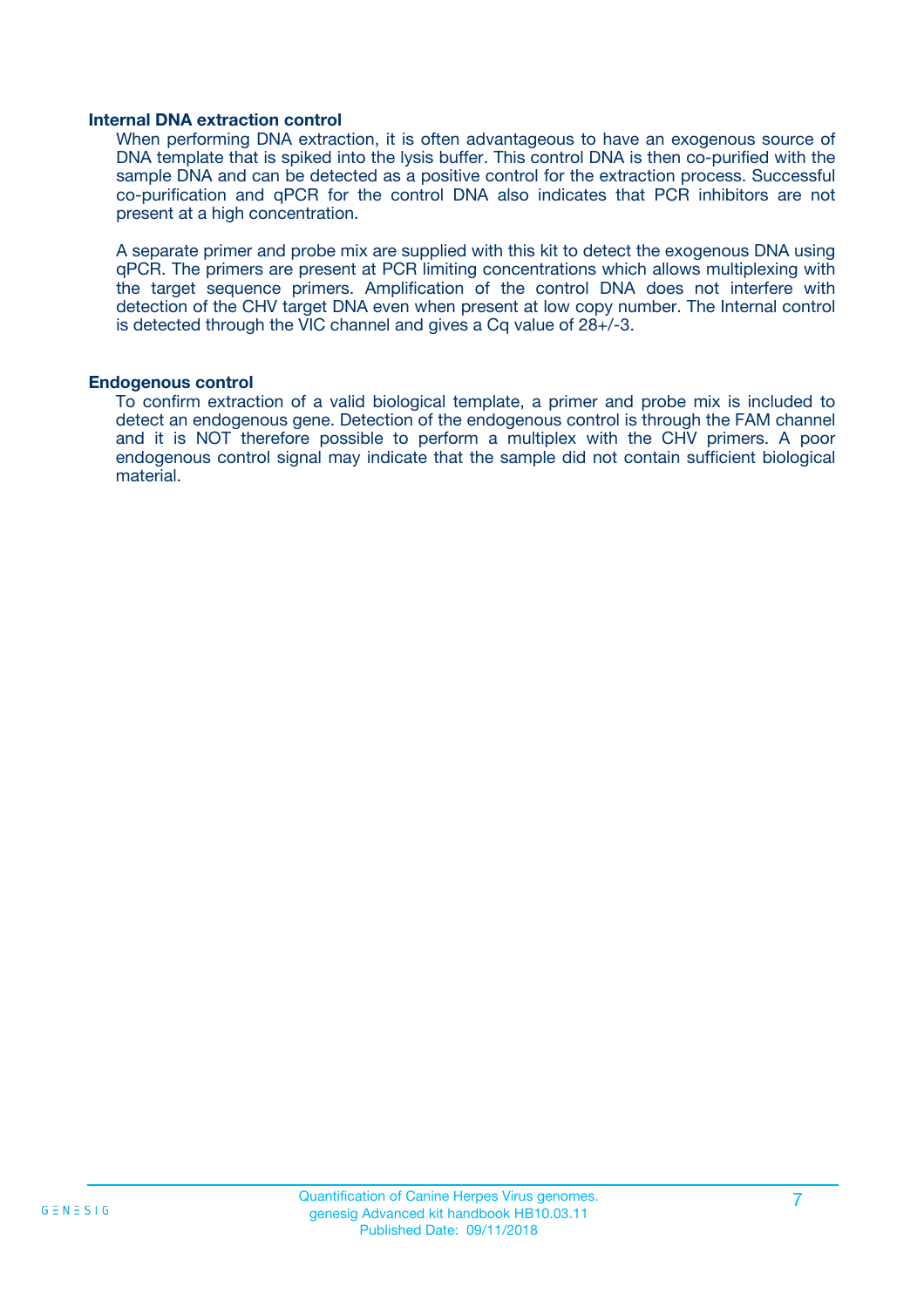### Internal DNA extraction control

When performing DNA extraction, it is often advantageous to have an exogenous source of DNA template that is spiked into the lysis buffer. This control DNA is then co-purified with the sample DNA and can be detected as a positive control for the extraction process. Successful co-purification and qPCR for the control DNA also indicates that PCR inhibitors are not present at a high concentration.

A separate primer and probe mix are supplied with this kit to detect the exogenous DNA using qPCR. The primers are present at PCR limiting concentrations which allows multiplexing with the target sequence primers. Amplification of the control DNA does not interfere with detection of the CHV target DNA even when present at low copy number. The Internal control is detected through the VIC channel and gives a Cq value of 28+/-3.

### Endogenous control

To confirm extraction of a valid biological template, a primer and probe mix is included to detect an endogenous gene. Detection of the endogenous control is through the FAM channel and it is NOT therefore possible to perform a multiplex with the CHV primers. A poor endogenous control signal may indicate that the sample did not contain sufficient biological material.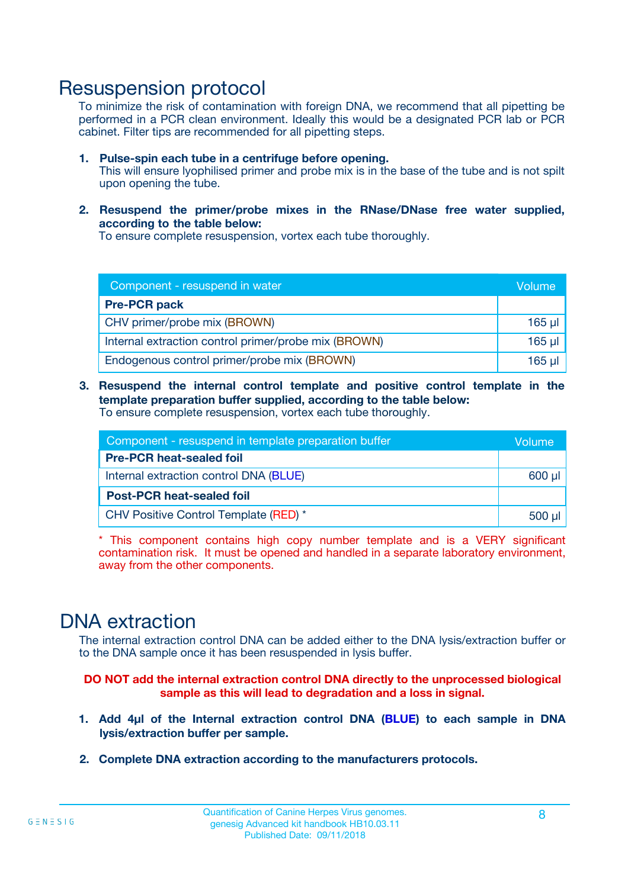# Resuspension protocol

To minimize the risk of contamination with foreign DNA, we recommend that all pipetting be performed in a PCR clean environment. Ideally this would be a designated PCR lab or PCR cabinet. Filter tips are recommended for all pipetting steps.

1. **Pulse-spin each tube in a centrifuge before opening.**
   This will ensure lyophilised primer and probe mix is in the base of the tube and is not spilt upon opening the tube.

2. **Resuspend the primer/probe mixes in the RNase/DNase free water supplied, according to the table below:**
   To ensure complete resuspension, vortex each tube thoroughly.

| Component - resuspend in water | Volume |
|---|---|
| **Pre-PCR pack** | |
| CHV primer/probe mix (BROWN) | 165 µl |
| Internal extraction control primer/probe mix (BROWN) | 165 µl |
| Endogenous control primer/probe mix (BROWN) | 165 µl |

3. **Resuspend the internal control template and positive control template in the template preparation buffer supplied, according to the table below:**
   To ensure complete resuspension, vortex each tube thoroughly.

| Component - resuspend in template preparation buffer | Volume |
|---|---|
| **Pre-PCR heat-sealed foil** | |
| Internal extraction control DNA (BLUE) | 600 µl |
| **Post-PCR heat-sealed foil** | |
| CHV Positive Control Template (RED) * | 500 µl |

\* This component contains high copy number template and is a VERY significant contamination risk. It must be opened and handled in a separate laboratory environment, away from the other components.

# DNA extraction

The internal extraction control DNA can be added either to the DNA lysis/extraction buffer or to the DNA sample once it has been resuspended in lysis buffer.

**DO NOT add the internal extraction control DNA directly to the unprocessed biological sample as this will lead to degradation and a loss in signal.**

1. **Add 4µl of the Internal extraction control DNA (BLUE) to each sample in DNA lysis/extraction buffer per sample.**

2. **Complete DNA extraction according to the manufacturers protocols.**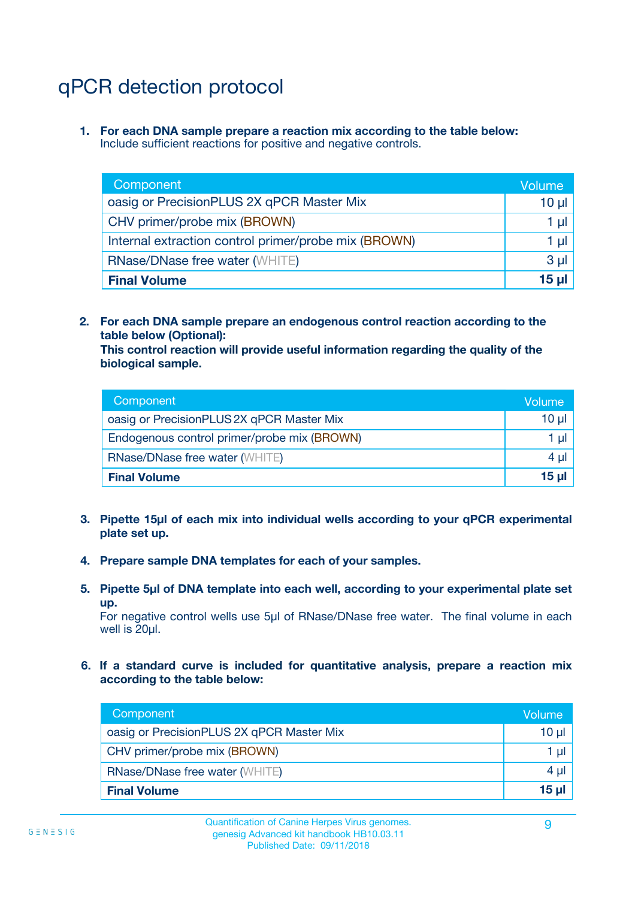# qPCR detection protocol

1. **For each DNA sample prepare a reaction mix according to the table below:**
   Include sufficient reactions for positive and negative controls.

| Component | Volume |
|---|---|
| oasig or PrecisionPLUS 2X qPCR Master Mix | 10 µl |
| CHV primer/probe mix (BROWN) | 1 µl |
| Internal extraction control primer/probe mix (BROWN) | 1 µl |
| RNase/DNase free water (WHITE) | 3 µl |
| **Final Volume** | **15 µl** |

2. **For each DNA sample prepare an endogenous control reaction according to the table below (Optional):**
   **This control reaction will provide useful information regarding the quality of the biological sample.**

| Component | Volume |
|---|---|
| oasig or PrecisionPLUS 2X qPCR Master Mix | 10 µl |
| Endogenous control primer/probe mix (BROWN) | 1 µl |
| RNase/DNase free water (WHITE) | 4 µl |
| **Final Volume** | **15 µl** |

3. **Pipette 15µl of each mix into individual wells according to your qPCR experimental plate set up.**

4. **Prepare sample DNA templates for each of your samples.**

5. **Pipette 5µl of DNA template into each well, according to your experimental plate set up.**
   For negative control wells use 5µl of RNase/DNase free water. The final volume in each well is 20µl.

6. **If a standard curve is included for quantitative analysis, prepare a reaction mix according to the table below:**

| Component | Volume |
|---|---|
| oasig or PrecisionPLUS 2X qPCR Master Mix | 10 µl |
| CHV primer/probe mix (BROWN) | 1 µl |
| RNase/DNase free water (WHITE) | 4 µl |
| **Final Volume** | **15 µl** |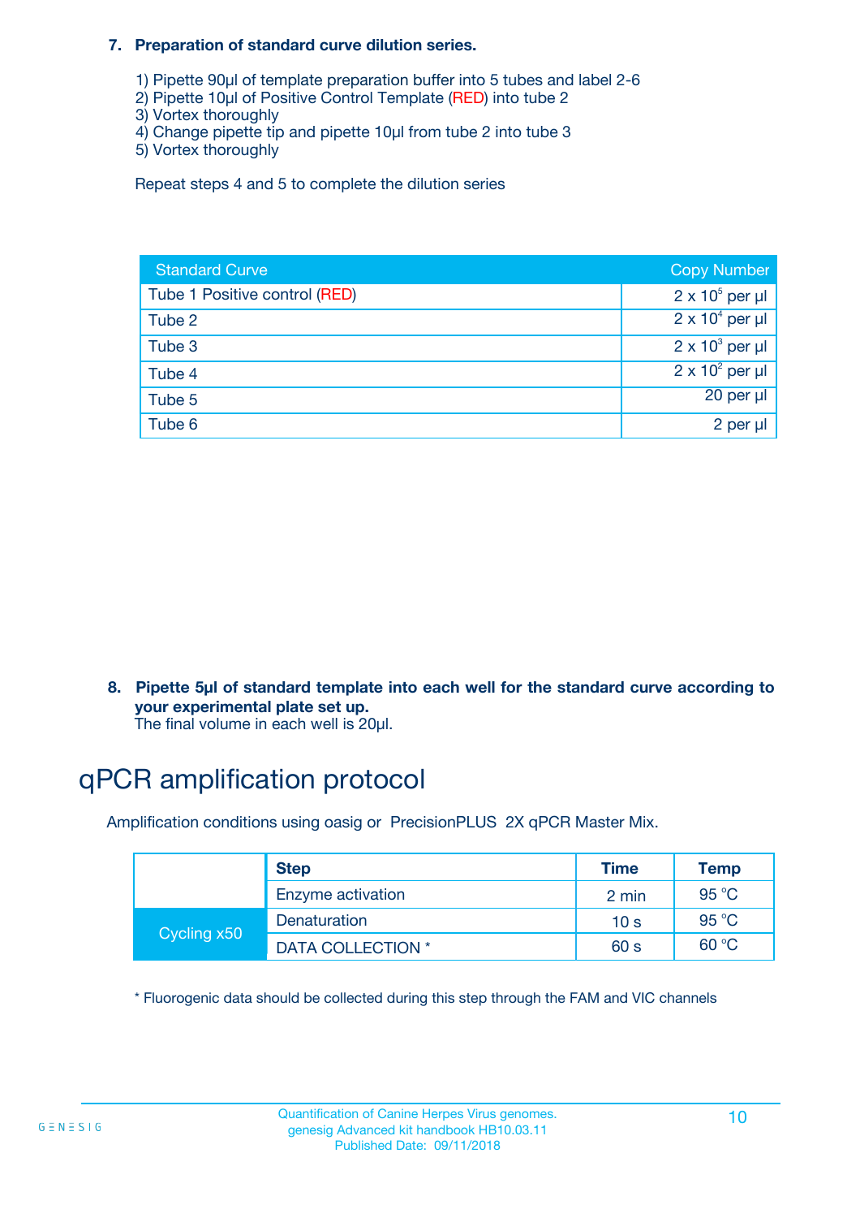**7. Preparation of standard curve dilution series.**

1) Pipette 90µl of template preparation buffer into 5 tubes and label 2-6
2) Pipette 10µl of Positive Control Template (RED) into tube 2
3) Vortex thoroughly
4) Change pipette tip and pipette 10µl from tube 2 into tube 3
5) Vortex thoroughly

Repeat steps 4 and 5 to complete the dilution series

| Standard Curve | Copy Number |
|---|---|
| Tube 1 Positive control (RED) | $2 \times 10^5$ per µl |
| Tube 2 | $2 \times 10^4$ per µl |
| Tube 3 | $2 \times 10^3$ per µl |
| Tube 4 | $2 \times 10^2$ per µl |
| Tube 5 | 20 per µl |
| Tube 6 | 2 per µl |

**8. Pipette 5µl of standard template into each well for the standard curve according to your experimental plate set up.**
The final volume in each well is 20µl.

# qPCR amplification protocol

Amplification conditions using oasig or PrecisionPLUS 2X qPCR Master Mix.

| | Step | Time | Temp |
|---|---|---|---|
| | Enzyme activation | 2 min | 95 °C |
| Cycling x50 | Denaturation | 10 s | 95 °C |
| | DATA COLLECTION * | 60 s | 60 °C |

* Fluorogenic data should be collected during this step through the FAM and VIC channels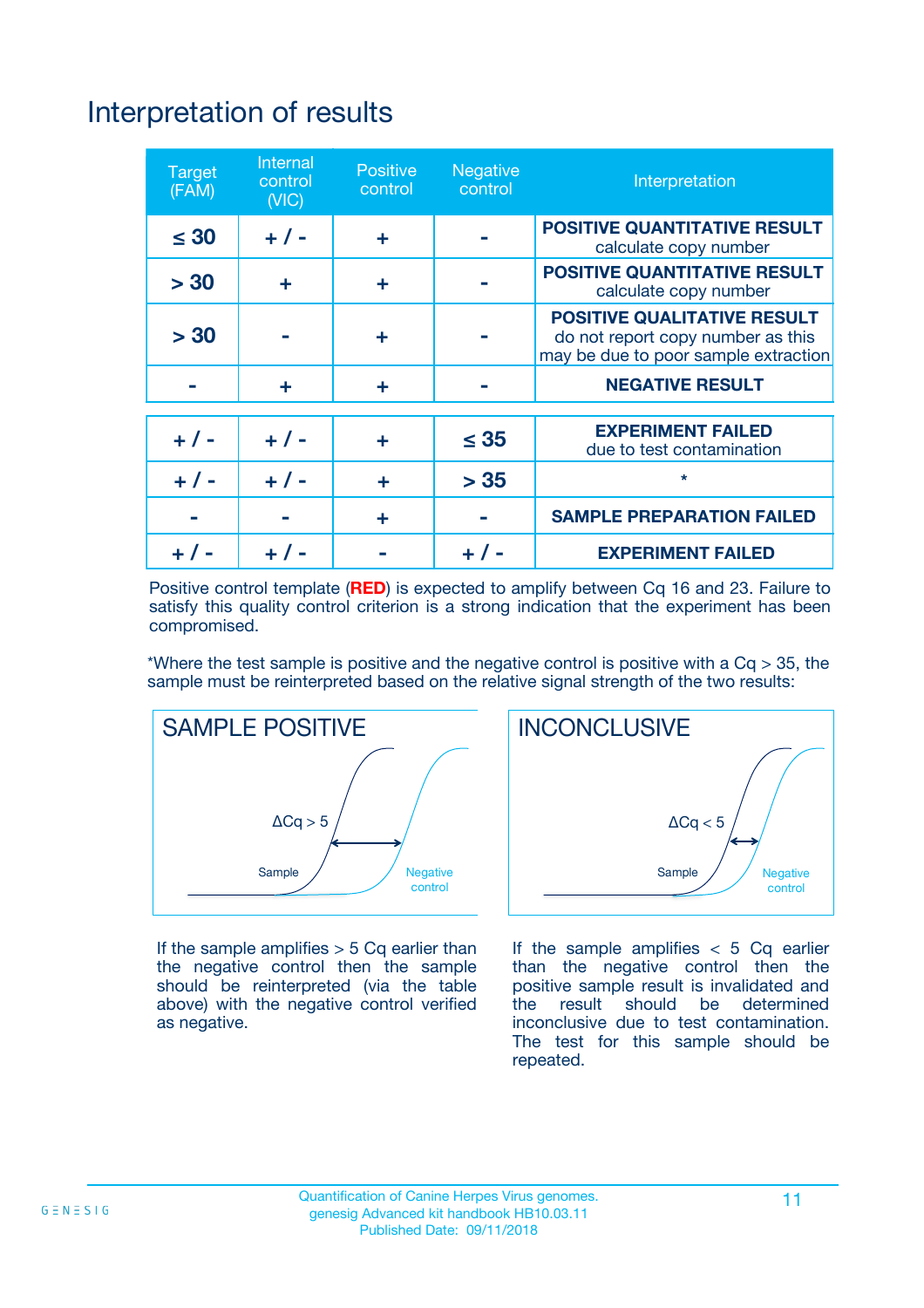# Interpretation of results

| Target (FAM) | Internal control (VIC) | Positive control | Negative control | Interpretation |
|---|---|---|---|---|
| ≤ 30 | + / - | + | - | **POSITIVE QUANTITATIVE RESULT** calculate copy number |
| > 30 | + | + | - | **POSITIVE QUANTITATIVE RESULT** calculate copy number |
| > 30 | - | + | - | **POSITIVE QUALITATIVE RESULT** do not report copy number as this may be due to poor sample extraction |
| - | + | + | - | **NEGATIVE RESULT** |
| + / - | + / - | + | ≤ 35 | **EXPERIMENT FAILED** due to test contamination |
| + / - | + / - | + | > 35 | * |
| - | - | + | - | **SAMPLE PREPARATION FAILED** |
| + / - | + / - | - | + / - | **EXPERIMENT FAILED** |

Positive control template (**RED**) is expected to amplify between Cq 16 and 23. Failure to satisfy this quality control criterion is a strong indication that the experiment has been compromised.

*Where the test sample is positive and the negative control is positive with a Cq > 35, the sample must be reinterpreted based on the relative signal strength of the two results:

**SAMPLE POSITIVE**

ΔCq > 5

Sample — Negative control

If the sample amplifies > 5 Cq earlier than the negative control then the sample should be reinterpreted (via the table above) with the negative control verified as negative.

**INCONCLUSIVE**

ΔCq < 5

Sample — Negative control

If the sample amplifies < 5 Cq earlier than the negative control then the positive sample result is invalidated and the result should be determined inconclusive due to test contamination. The test for this sample should be repeated.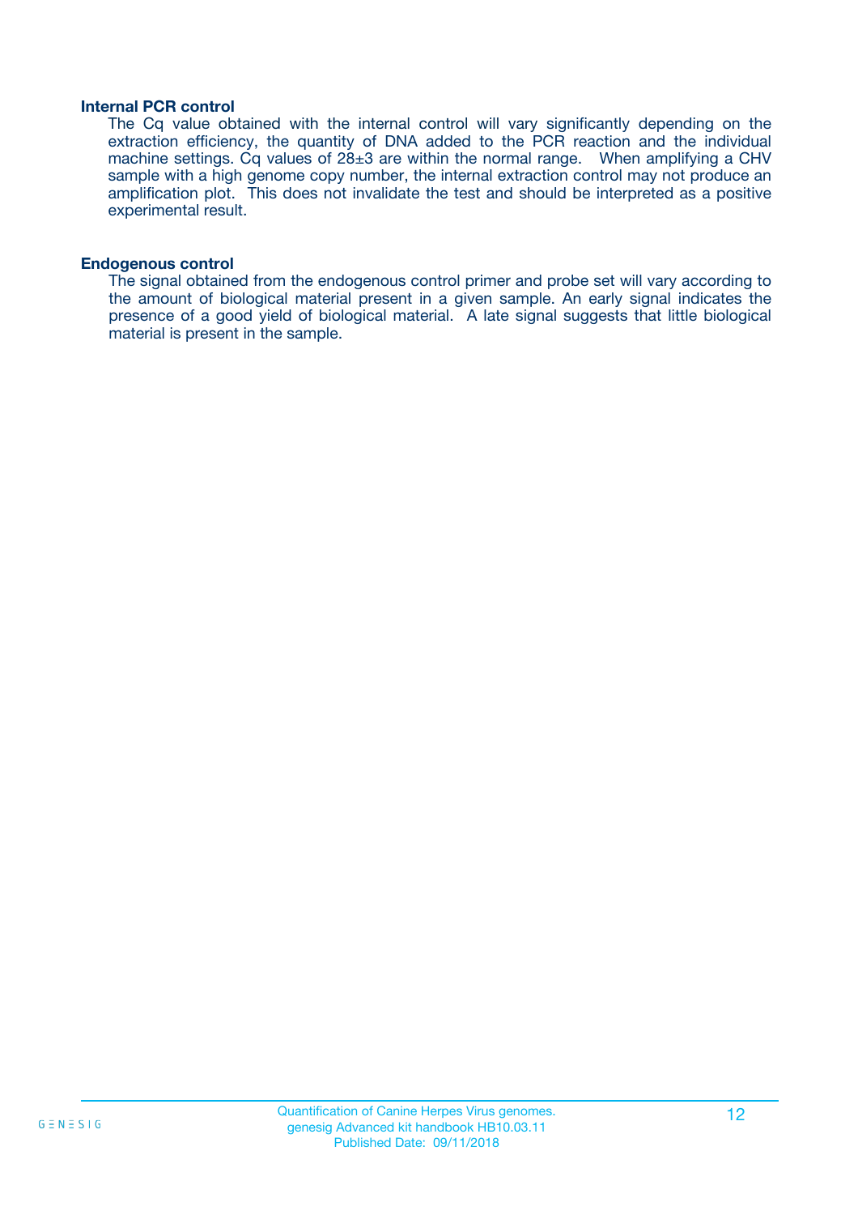### Internal PCR control

The Cq value obtained with the internal control will vary significantly depending on the extraction efficiency, the quantity of DNA added to the PCR reaction and the individual machine settings. Cq values of 28±3 are within the normal range. When amplifying a CHV sample with a high genome copy number, the internal extraction control may not produce an amplification plot. This does not invalidate the test and should be interpreted as a positive experimental result.

### Endogenous control

The signal obtained from the endogenous control primer and probe set will vary according to the amount of biological material present in a given sample. An early signal indicates the presence of a good yield of biological material. A late signal suggests that little biological material is present in the sample.